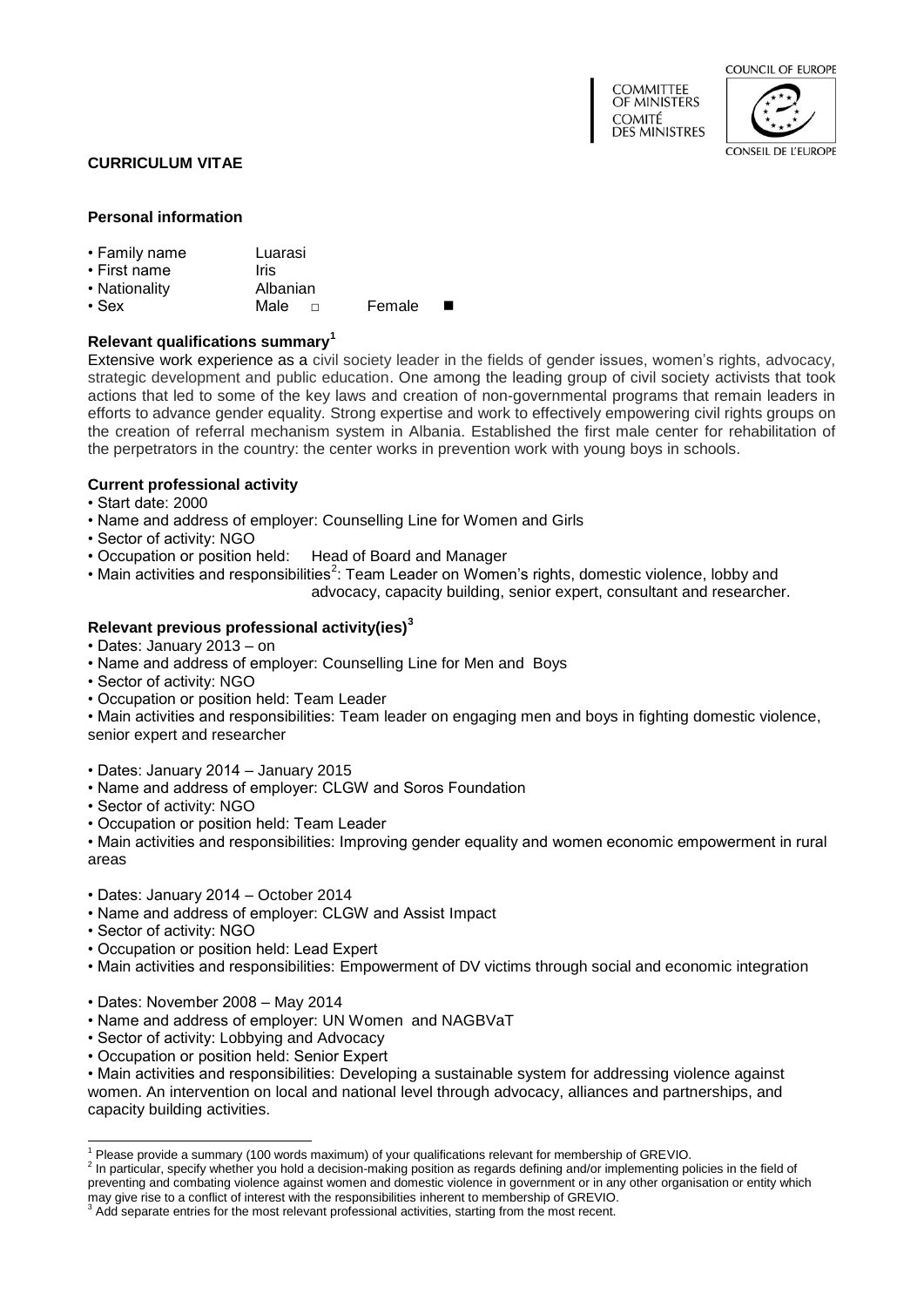COMMITTEE OF MINISTERS
COMITÉ DES MINISTRES

COUNCIL OF EUROPE
CONSEIL DE L'EUROPE

**CURRICULUM VITAE**

**Personal information**

- Family name: Luarasi
- First name: Iris
- Nationality: Albanian
- Sex: Male □ Female ■

**Relevant qualifications summary[1]**

Extensive work experience as a civil society leader in the fields of gender issues, women's rights, advocacy, strategic development and public education. One among the leading group of civil society activists that took actions that led to some of the key laws and creation of non-governmental programs that remain leaders in efforts to advance gender equality. Strong expertise and work to effectively empowering civil rights groups on the creation of referral mechanism system in Albania. Established the first male center for rehabilitation of the perpetrators in the country: the center works in prevention work with young boys in schools.

**Current professional activity**

- Start date: 2000
- Name and address of employer: Counselling Line for Women and Girls
- Sector of activity: NGO
- Occupation or position held: Head of Board and Manager
- Main activities and responsibilities[2]: Team Leader on Women's rights, domestic violence, lobby and advocacy, capacity building, senior expert, consultant and researcher.

**Relevant previous professional activity(ies)[3]**

- Dates: January 2013 – on
- Name and address of employer: Counselling Line for Men and Boys
- Sector of activity: NGO
- Occupation or position held: Team Leader
- Main activities and responsibilities: Team leader on engaging men and boys in fighting domestic violence, senior expert and researcher

- Dates: January 2014 – January 2015
- Name and address of employer: CLGW and Soros Foundation
- Sector of activity: NGO
- Occupation or position held: Team Leader
- Main activities and responsibilities: Improving gender equality and women economic empowerment in rural areas

- Dates: January 2014 – October 2014
- Name and address of employer: CLGW and Assist Impact
- Sector of activity: NGO
- Occupation or position held: Lead Expert
- Main activities and responsibilities: Empowerment of DV victims through social and economic integration

- Dates: November 2008 – May 2014
- Name and address of employer: UN Women and NAGBVaT
- Sector of activity: Lobbying and Advocacy
- Occupation or position held: Senior Expert
- Main activities and responsibilities: Developing a sustainable system for addressing violence against women. An intervention on local and national level through advocacy, alliances and partnerships, and capacity building activities.

---

[1] Please provide a summary (100 words maximum) of your qualifications relevant for membership of GREVIO.

[2] In particular, specify whether you hold a decision-making position as regards defining and/or implementing policies in the field of preventing and combating violence against women and domestic violence in government or in any other organisation or entity which may give rise to a conflict of interest with the responsibilities inherent to membership of GREVIO.

[3] Add separate entries for the most relevant professional activities, starting from the most recent.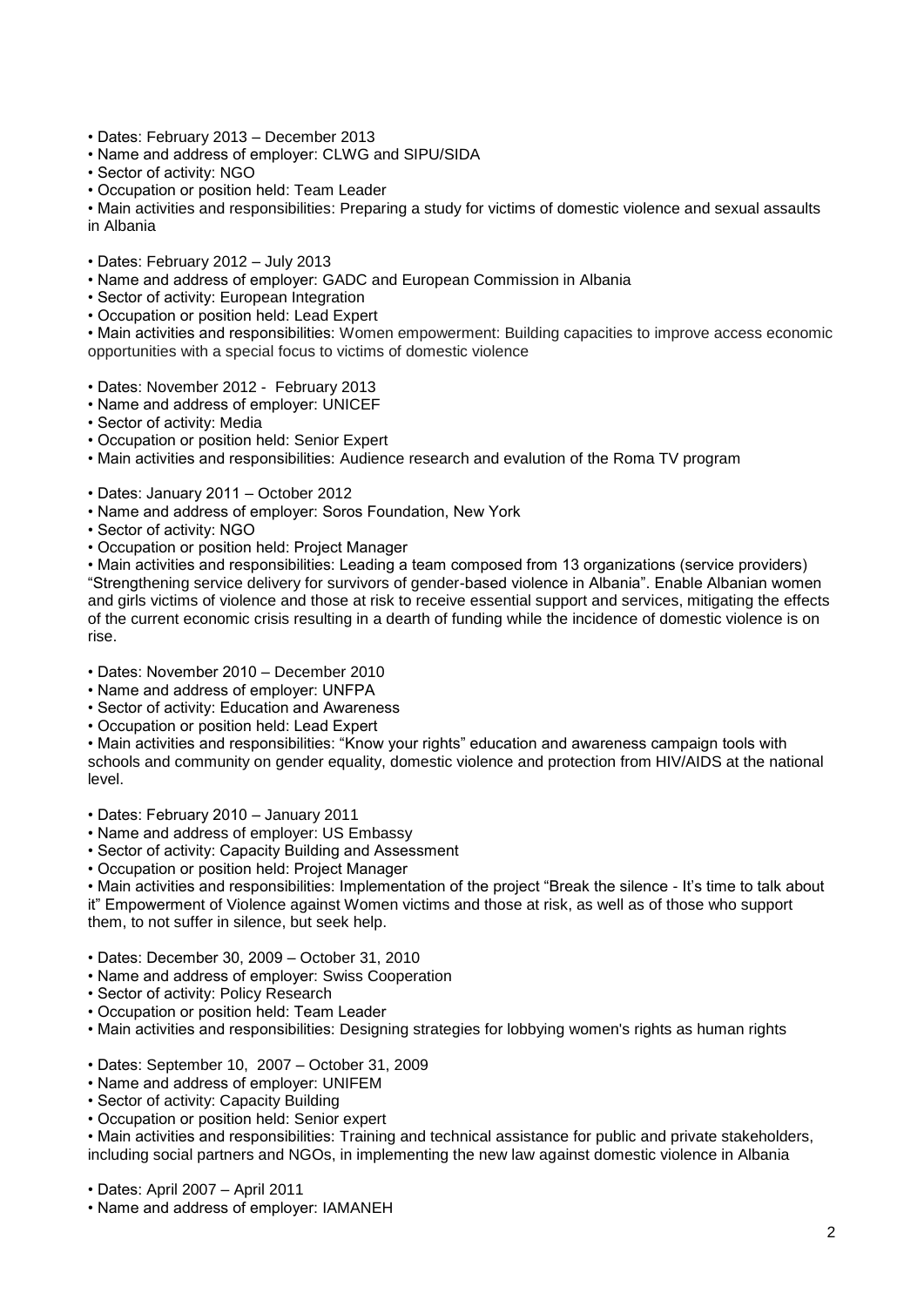- Dates: February 2013 – December 2013
- Name and address of employer: CLWG and SIPU/SIDA
- Sector of activity: NGO
- Occupation or position held: Team Leader
- Main activities and responsibilities: Preparing a study for victims of domestic violence and sexual assaults in Albania

- Dates: February 2012 – July 2013
- Name and address of employer: GADC and European Commission in Albania
- Sector of activity: European Integration
- Occupation or position held: Lead Expert
- Main activities and responsibilities: Women empowerment: Building capacities to improve access economic opportunities with a special focus to victims of domestic violence

- Dates: November 2012 - February 2013
- Name and address of employer: UNICEF
- Sector of activity: Media
- Occupation or position held: Senior Expert
- Main activities and responsibilities: Audience research and evalution of the Roma TV program

- Dates: January 2011 – October 2012
- Name and address of employer: Soros Foundation, New York
- Sector of activity: NGO
- Occupation or position held: Project Manager
- Main activities and responsibilities: Leading a team composed from 13 organizations (service providers) "Strengthening service delivery for survivors of gender-based violence in Albania". Enable Albanian women and girls victims of violence and those at risk to receive essential support and services, mitigating the effects of the current economic crisis resulting in a dearth of funding while the incidence of domestic violence is on rise.

- Dates: November 2010 – December 2010
- Name and address of employer: UNFPA
- Sector of activity: Education and Awareness
- Occupation or position held: Lead Expert
- Main activities and responsibilities: "Know your rights" education and awareness campaign tools with schools and community on gender equality, domestic violence and protection from HIV/AIDS at the national level.

- Dates: February 2010 – January 2011
- Name and address of employer: US Embassy
- Sector of activity: Capacity Building and Assessment
- Occupation or position held: Project Manager
- Main activities and responsibilities: Implementation of the project "Break the silence - It's time to talk about it" Empowerment of Violence against Women victims and those at risk, as well as of those who support them, to not suffer in silence, but seek help.

- Dates: December 30, 2009 – October 31, 2010
- Name and address of employer: Swiss Cooperation
- Sector of activity: Policy Research
- Occupation or position held: Team Leader
- Main activities and responsibilities: Designing strategies for lobbying women's rights as human rights

- Dates: September 10, 2007 – October 31, 2009
- Name and address of employer: UNIFEM
- Sector of activity: Capacity Building
- Occupation or position held: Senior expert
- Main activities and responsibilities: Training and technical assistance for public and private stakeholders, including social partners and NGOs, in implementing the new law against domestic violence in Albania

- Dates: April 2007 – April 2011
- Name and address of employer: IAMANEH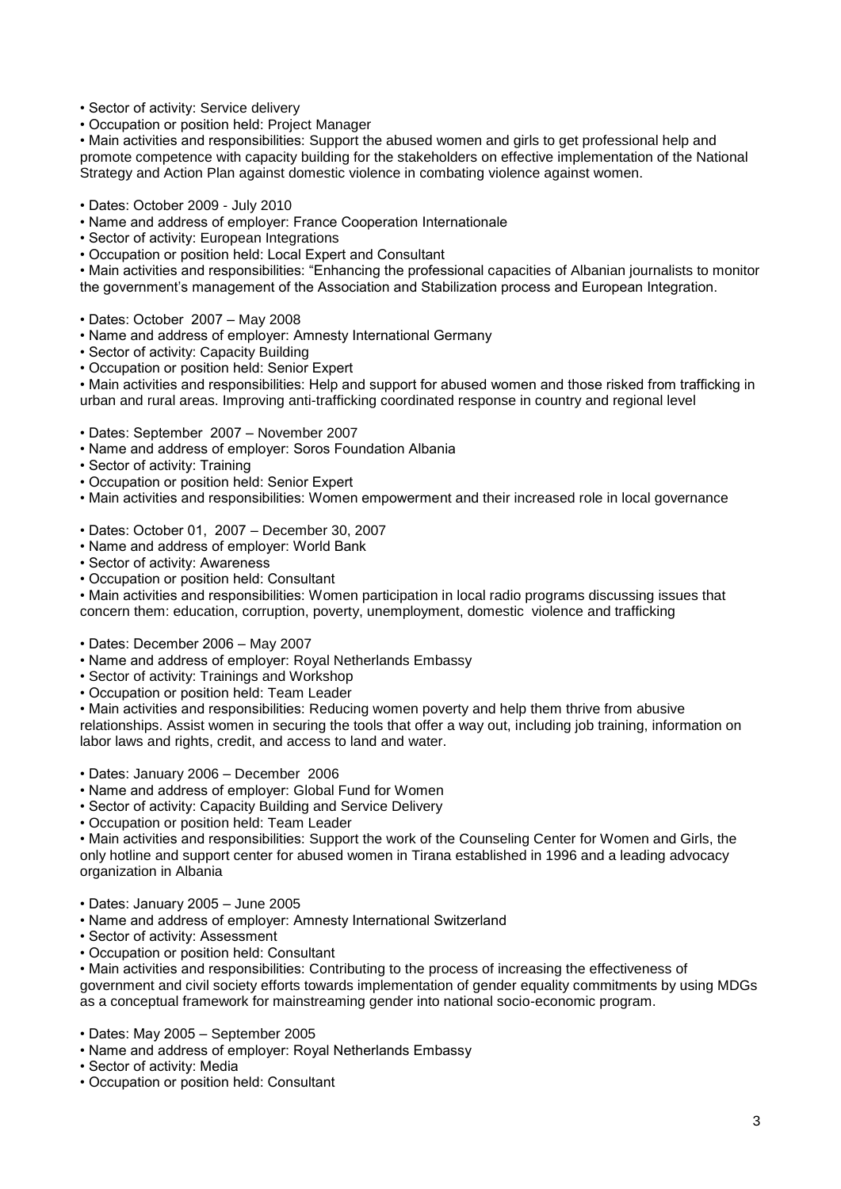- Sector of activity: Service delivery
- Occupation or position held: Project Manager
- Main activities and responsibilities: Support the abused women and girls to get professional help and promote competence with capacity building for the stakeholders on effective implementation of the National Strategy and Action Plan against domestic violence in combating violence against women.

- Dates: October 2009 - July 2010
- Name and address of employer: France Cooperation Internationale
- Sector of activity: European Integrations
- Occupation or position held: Local Expert and Consultant
- Main activities and responsibilities: "Enhancing the professional capacities of Albanian journalists to monitor the government's management of the Association and Stabilization process and European Integration.

- Dates: October 2007 – May 2008
- Name and address of employer: Amnesty International Germany
- Sector of activity: Capacity Building
- Occupation or position held: Senior Expert
- Main activities and responsibilities: Help and support for abused women and those risked from trafficking in urban and rural areas. Improving anti-trafficking coordinated response in country and regional level

- Dates: September 2007 – November 2007
- Name and address of employer: Soros Foundation Albania
- Sector of activity: Training
- Occupation or position held: Senior Expert
- Main activities and responsibilities: Women empowerment and their increased role in local governance

- Dates: October 01, 2007 – December 30, 2007
- Name and address of employer: World Bank
- Sector of activity: Awareness
- Occupation or position held: Consultant
- Main activities and responsibilities: Women participation in local radio programs discussing issues that concern them: education, corruption, poverty, unemployment, domestic violence and trafficking

- Dates: December 2006 – May 2007
- Name and address of employer: Royal Netherlands Embassy
- Sector of activity: Trainings and Workshop
- Occupation or position held: Team Leader
- Main activities and responsibilities: Reducing women poverty and help them thrive from abusive relationships. Assist women in securing the tools that offer a way out, including job training, information on labor laws and rights, credit, and access to land and water.

- Dates: January 2006 – December 2006
- Name and address of employer: Global Fund for Women
- Sector of activity: Capacity Building and Service Delivery
- Occupation or position held: Team Leader
- Main activities and responsibilities: Support the work of the Counseling Center for Women and Girls, the only hotline and support center for abused women in Tirana established in 1996 and a leading advocacy organization in Albania

- Dates: January 2005 – June 2005
- Name and address of employer: Amnesty International Switzerland
- Sector of activity: Assessment
- Occupation or position held: Consultant
- Main activities and responsibilities: Contributing to the process of increasing the effectiveness of government and civil society efforts towards implementation of gender equality commitments by using MDGs as a conceptual framework for mainstreaming gender into national socio-economic program.

- Dates: May 2005 – September 2005
- Name and address of employer: Royal Netherlands Embassy
- Sector of activity: Media
- Occupation or position held: Consultant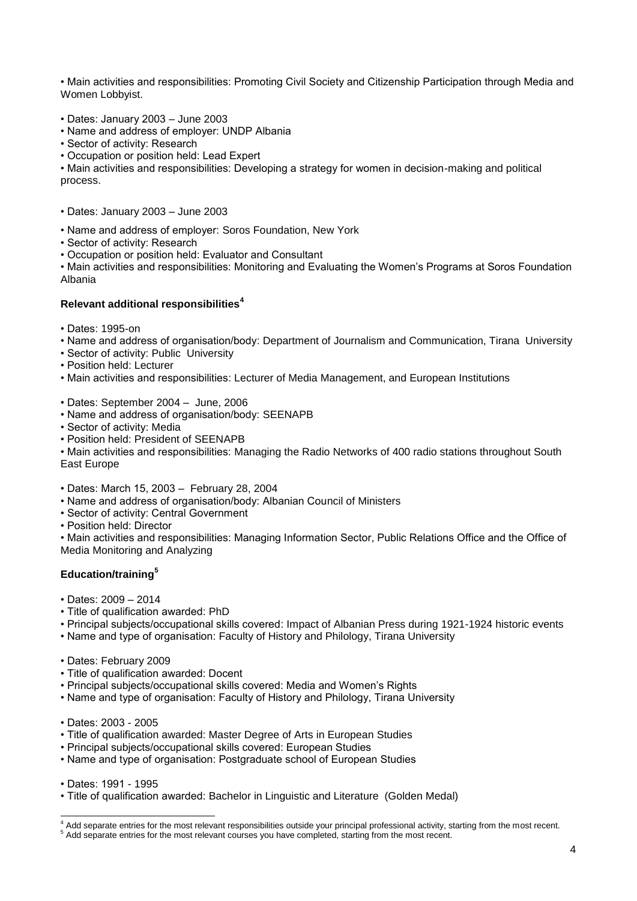• Main activities and responsibilities: Promoting Civil Society and Citizenship Participation through Media and Women Lobbyist.

• Dates: January 2003 – June 2003
• Name and address of employer: UNDP Albania
• Sector of activity: Research
• Occupation or position held: Lead Expert
• Main activities and responsibilities: Developing a strategy for women in decision-making and political process.

• Dates: January 2003 – June 2003
• Name and address of employer: Soros Foundation, New York
• Sector of activity: Research
• Occupation or position held: Evaluator and Consultant
• Main activities and responsibilities: Monitoring and Evaluating the Women's Programs at Soros Foundation Albania

**Relevant additional responsibilities[4]**

• Dates: 1995-on
• Name and address of organisation/body: Department of Journalism and Communication, Tirana University
• Sector of activity: Public University
• Position held: Lecturer
• Main activities and responsibilities: Lecturer of Media Management, and European Institutions

• Dates: September 2004 – June, 2006
• Name and address of organisation/body: SEENAPB
• Sector of activity: Media
• Position held: President of SEENAPB
• Main activities and responsibilities: Managing the Radio Networks of 400 radio stations throughout South East Europe

• Dates: March 15, 2003 – February 28, 2004
• Name and address of organisation/body: Albanian Council of Ministers
• Sector of activity: Central Government
• Position held: Director
• Main activities and responsibilities: Managing Information Sector, Public Relations Office and the Office of Media Monitoring and Analyzing

**Education/training[5]**

• Dates: 2009 – 2014
• Title of qualification awarded: PhD
• Principal subjects/occupational skills covered: Impact of Albanian Press during 1921-1924 historic events
• Name and type of organisation: Faculty of History and Philology, Tirana University

• Dates: February 2009
• Title of qualification awarded: Docent
• Principal subjects/occupational skills covered: Media and Women's Rights
• Name and type of organisation: Faculty of History and Philology, Tirana University

• Dates: 2003 - 2005
• Title of qualification awarded: Master Degree of Arts in European Studies
• Principal subjects/occupational skills covered: European Studies
• Name and type of organisation: Postgraduate school of European Studies

• Dates: 1991 - 1995
• Title of qualification awarded: Bachelor in Linguistic and Literature (Golden Medal)

---

[4] Add separate entries for the most relevant responsibilities outside your principal professional activity, starting from the most recent.
[5] Add separate entries for the most relevant courses you have completed, starting from the most recent.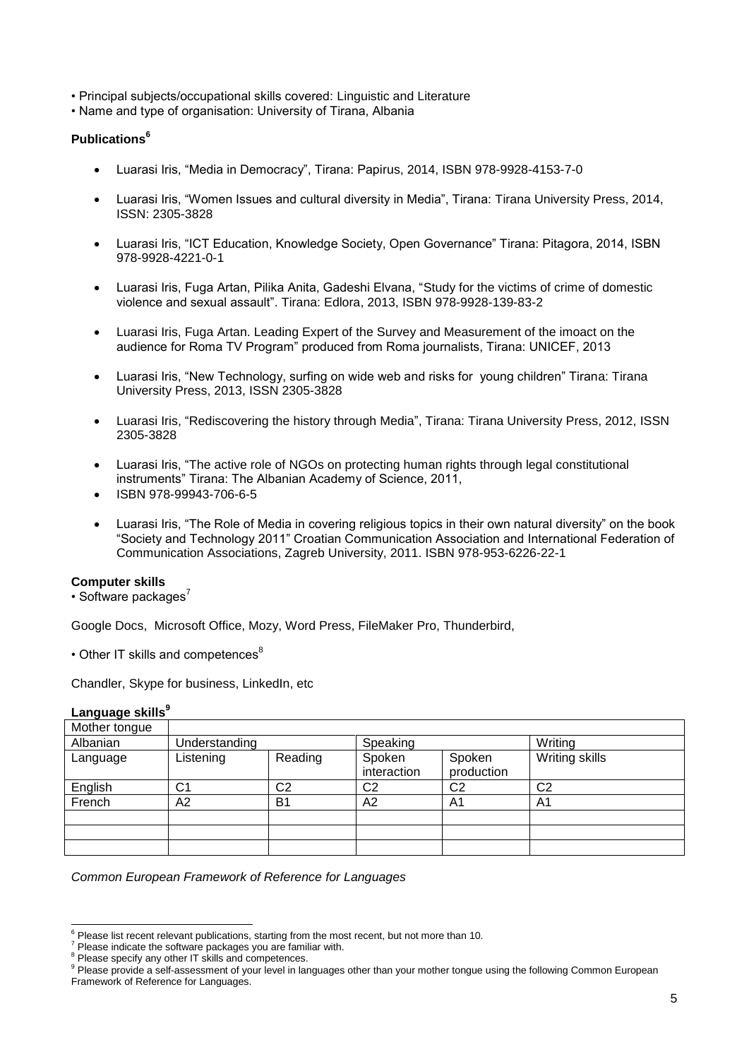• Principal subjects/occupational skills covered: Linguistic and Literature
• Name and type of organisation: University of Tirana, Albania

**Publications**[6]

- Luarasi Iris, "Media in Democracy", Tirana: Papirus, 2014, ISBN 978-9928-4153-7-0

- Luarasi Iris, "Women Issues and cultural diversity in Media", Tirana: Tirana University Press, 2014, ISSN: 2305-3828

- Luarasi Iris, "ICT Education, Knowledge Society, Open Governance" Tirana: Pitagora, 2014, ISBN 978-9928-4221-0-1

- Luarasi Iris, Fuga Artan, Pilika Anita, Gadeshi Elvana, "Study for the victims of crime of domestic violence and sexual assault". Tirana: Edlora, 2013, ISBN 978-9928-139-83-2

- Luarasi Iris, Fuga Artan. Leading Expert of the Survey and Measurement of the imoact on the audience for Roma TV Program" produced from Roma journalists, Tirana: UNICEF, 2013

- Luarasi Iris, "New Technology, surfing on wide web and risks for young children" Tirana: Tirana University Press, 2013, ISSN 2305-3828

- Luarasi Iris, "Rediscovering the history through Media", Tirana: Tirana University Press, 2012, ISSN 2305-3828

- Luarasi Iris, "The active role of NGOs on protecting human rights through legal constitutional instruments" Tirana: The Albanian Academy of Science, 2011,
- ISBN 978-99943-706-6-5

- Luarasi Iris, "The Role of Media in covering religious topics in their own natural diversity" on the book "Society and Technology 2011" Croatian Communication Association and International Federation of Communication Associations, Zagreb University, 2011. ISBN 978-953-6226-22-1

**Computer skills**
• Software packages[7]

Google Docs, Microsoft Office, Mozy, Word Press, FileMaker Pro, Thunderbird,

• Other IT skills and competences[8]

Chandler, Skype for business, LinkedIn, etc

**Language skills**[9]

| Mother tongue | | | | | |
|---|---|---|---|---|---|
| Albanian | Understanding | | Speaking | | Writing |
| Language | Listening | Reading | Spoken interaction | Spoken production | Writing skills |
| English | C1 | C2 | C2 | C2 | C2 |
| French | A2 | B1 | A2 | A1 | A1 |
| | | | | | |
| | | | | | |
| | | | | | |

*Common European Framework of Reference for Languages*

---

[6] Please list recent relevant publications, starting from the most recent, but not more than 10.
[7] Please indicate the software packages you are familiar with.
[8] Please specify any other IT skills and competences.
[9] Please provide a self-assessment of your level in languages other than your mother tongue using the following Common European Framework of Reference for Languages.